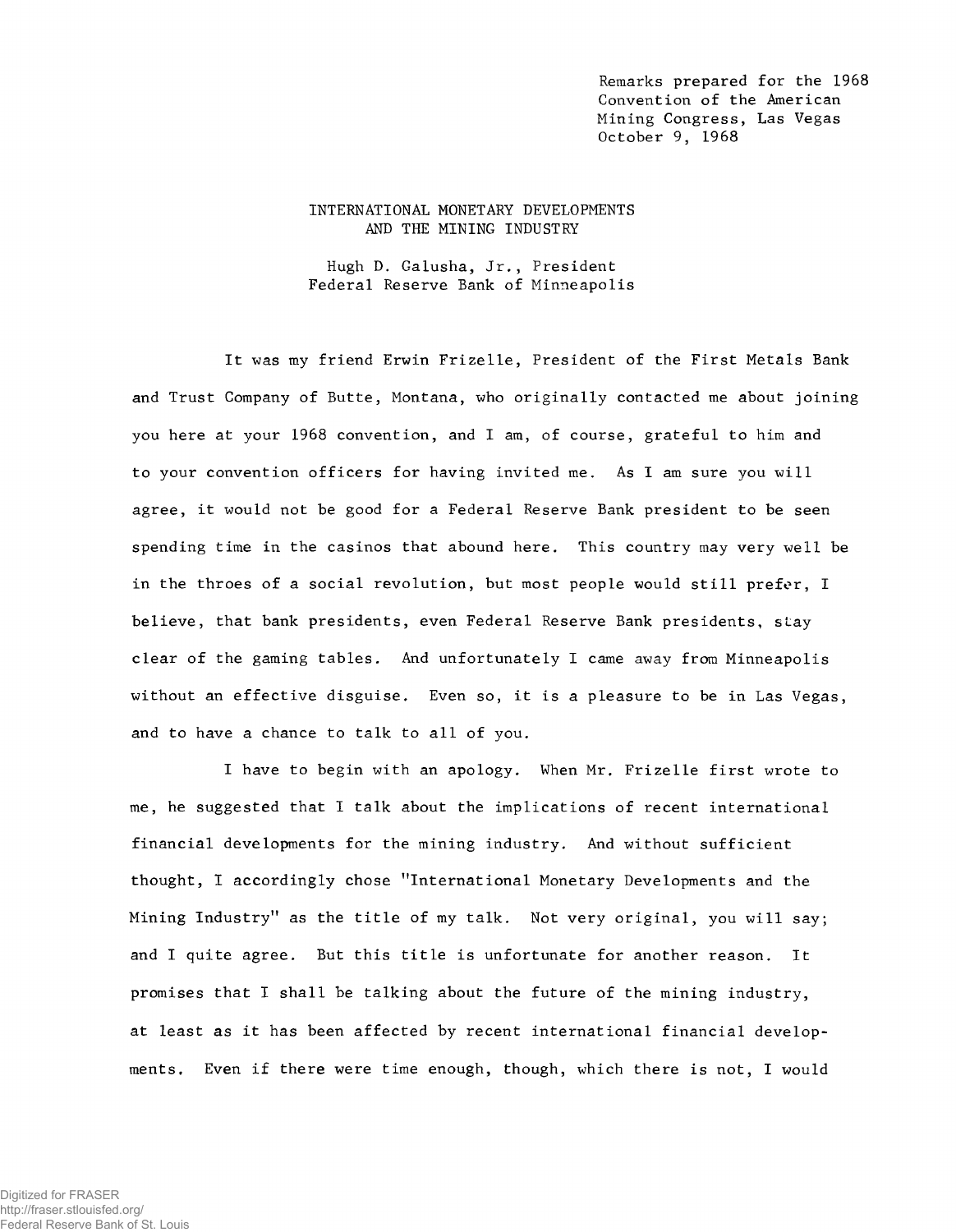Remarks prepared for the 1968 Convention of the American Mining Congress, Las Vegas October 9, 1968

# INTERNATIONAL MONETARY DEVELOPMENTS AND THE MINING INDUSTRY

Hugh D. Galusha, Jr., President
Federal Reserve Bank of Minneapolis

It was my friend Erwin Frizelle, President of the First Metals Bank and Trust Company of Butte, Montana, who originally contacted me about joining you here at your 1968 convention, and I am, of course, grateful to him and to your convention officers for having invited me. As I am sure you will agree, it would not be good for a Federal Reserve Bank president to be seen spending time in the casinos that abound here. This country may very well be in the throes of a social revolution, but most people would still prefer, I believe, that bank presidents, even Federal Reserve Bank presidents, stay clear of the gaming tables. And unfortunately I came away from Minneapolis without an effective disguise. Even so, it is a pleasure to be in Las Vegas, and to have a chance to talk to all of you.

I have to begin with an apology. When Mr. Frizelle first wrote to me, he suggested that I talk about the implications of recent international financial developments for the mining industry. And without sufficient thought, I accordingly chose "International Monetary Developments and the Mining Industry" as the title of my talk. Not very original, you will say; and I quite agree. But this title is unfortunate for another reason. It promises that I shall be talking about the future of the mining industry, at least as it has been affected by recent international financial developments. Even if there were time enough, though, which there is not, I would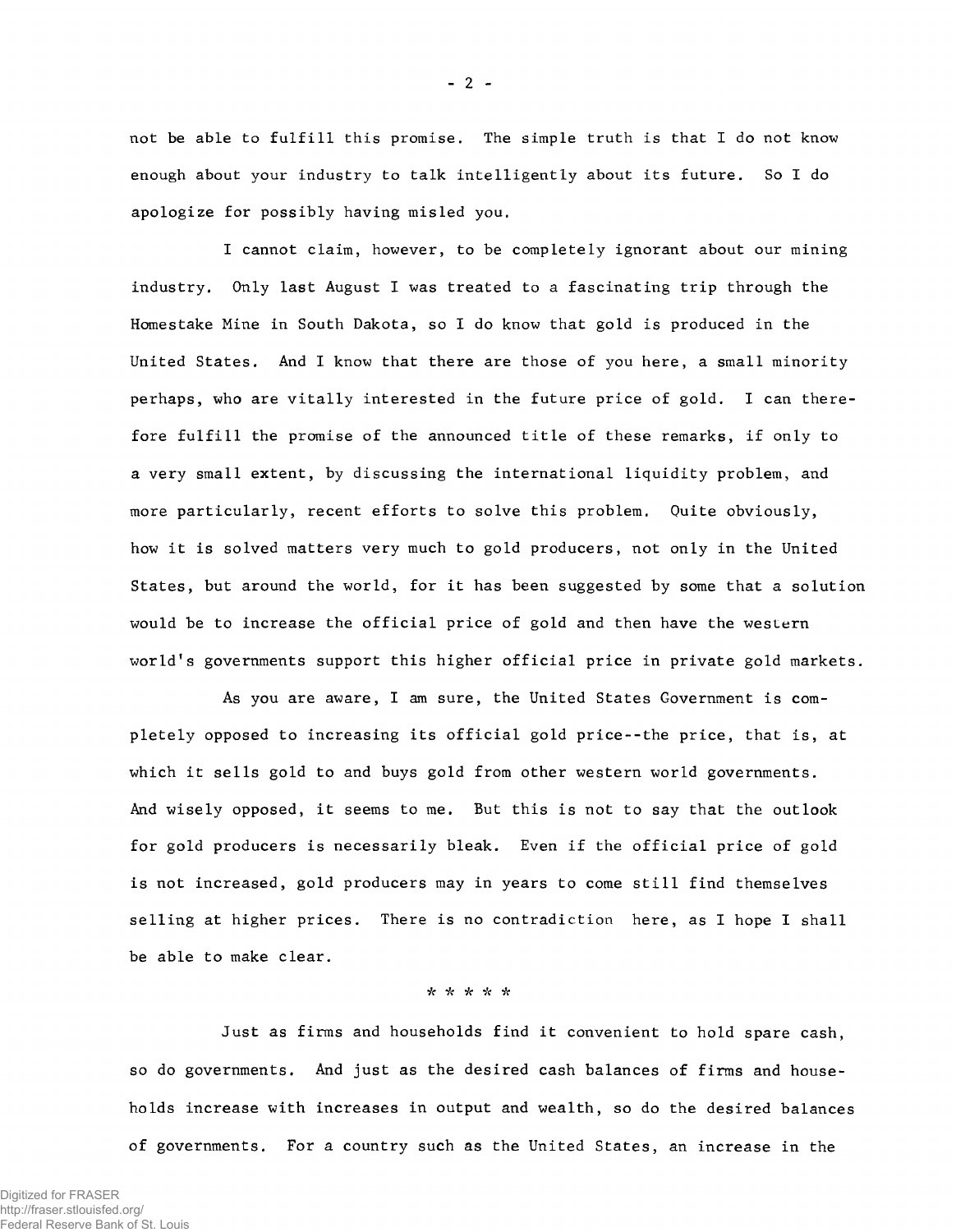not be able to fulfill this promise. The simple truth is that I do not know enough about your industry to talk intelligently about its future. So I do apologize for possibly having misled you.

I cannot claim, however, to be completely ignorant about our mining industry. Only last August I was treated to a fascinating trip through the Homestake Mine in South Dakota, so I do know that gold is produced in the United States. And I know that there are those of you here, a small minority perhaps, who are vitally interested in the future price of gold. I can therefore fulfill the promise of the announced title of these remarks, if only to a very small extent, by discussing the international liquidity problem, and more particularly, recent efforts to solve this problem. Quite obviously, how it is solved matters very much to gold producers, not only in the United States, but around the world, for it has been suggested by some that a solution would be to increase the official price of gold and then have the western world's governments support this higher official price in private gold markets.

As you are aware, I am sure, the United States Government is completely opposed to increasing its official gold price--the price, that is, at which it sells gold to and buys gold from other western world governments. And wisely opposed, it seems to me. But this is not to say that the outlook for gold producers is necessarily bleak. Even if the official price of gold is not increased, gold producers may in years to come still find themselves selling at higher prices. There is no contradiction here, as I hope I shall be able to make clear.

\* \* \* \* \*

Just as firms and households find it convenient to hold spare cash, so do governments. And just as the desired cash balances of firms and households increase with increases in output and wealth, so do the desired balances of governments. For a country such as the United States, an increase in the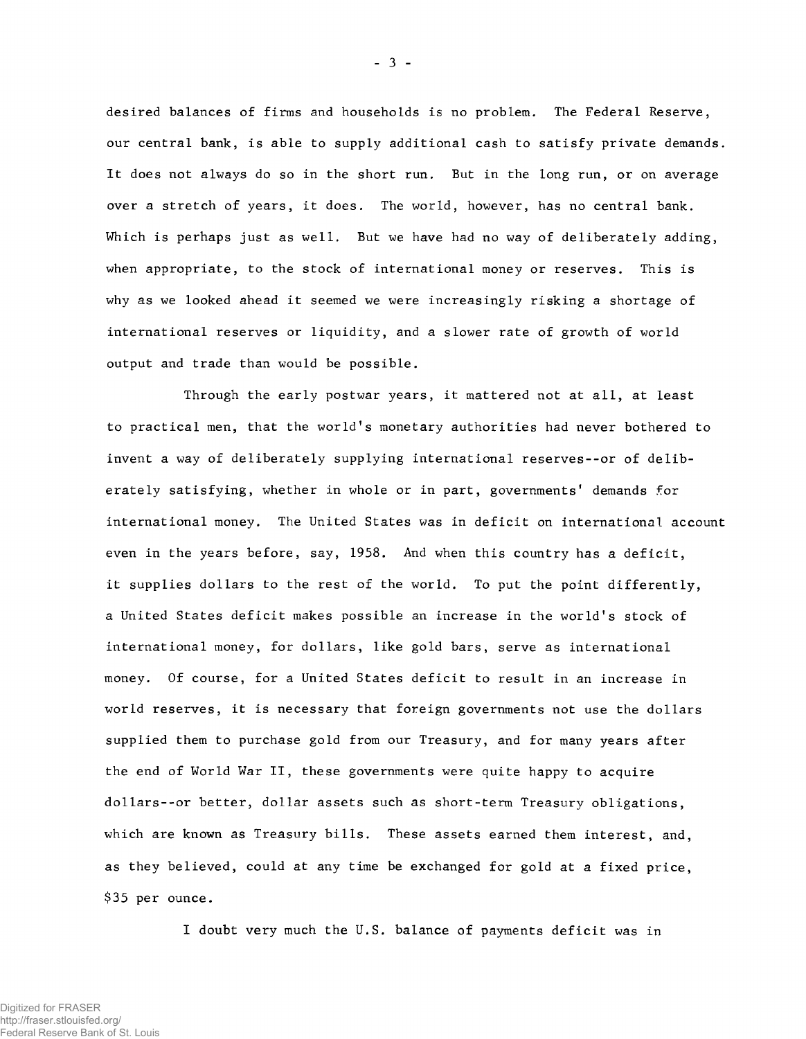desired balances of firms and households is no problem. The Federal Reserve, our central bank, is able to supply additional cash to satisfy private demands. It does not always do so in the short run. But in the long run, or on average over a stretch of years, it does. The world, however, has no central bank. Which is perhaps just as well. But we have had no way of deliberately adding, when appropriate, to the stock of international money or reserves. This is why as we looked ahead it seemed we were increasingly risking a shortage of international reserves or liquidity, and a slower rate of growth of world output and trade than would be possible.

Through the early postwar years, it mattered not at all, at least to practical men, that the world's monetary authorities had never bothered to invent a way of deliberately supplying international reserves--or of deliberately satisfying, whether in whole or in part, governments' demands for international money. The United States was in deficit on international account even in the years before, say, 1958. And when this country has a deficit, it supplies dollars to the rest of the world. To put the point differently, a United States deficit makes possible an increase in the world's stock of international money, for dollars, like gold bars, serve as international money. Of course, for a United States deficit to result in an increase in world reserves, it is necessary that foreign governments not use the dollars supplied them to purchase gold from our Treasury, and for many years after the end of World War II, these governments were quite happy to acquire dollars--or better, dollar assets such as short-term Treasury obligations, which are known as Treasury bills. These assets earned them interest, and, as they believed, could at any time be exchanged for gold at a fixed price, $35 per ounce.

I doubt very much the U.S. balance of payments deficit was in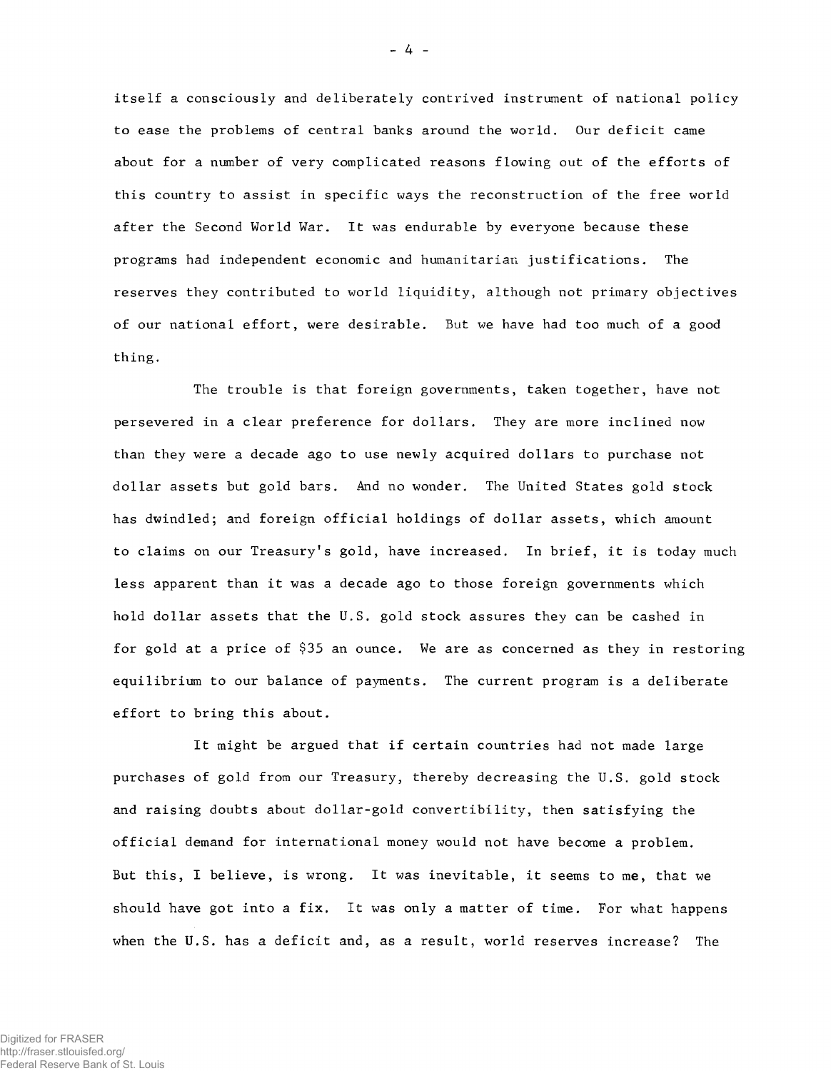itself a consciously and deliberately contrived instrument of national policy to ease the problems of central banks around the world. Our deficit came about for a number of very complicated reasons flowing out of the efforts of this country to assist in specific ways the reconstruction of the free world after the Second World War. It was endurable by everyone because these programs had independent economic and humanitarian justifications. The reserves they contributed to world liquidity, although not primary objectives of our national effort, were desirable. But we have had too much of a good thing.

The trouble is that foreign governments, taken together, have not persevered in a clear preference for dollars. They are more inclined now than they were a decade ago to use newly acquired dollars to purchase not dollar assets but gold bars. And no wonder. The United States gold stock has dwindled; and foreign official holdings of dollar assets, which amount to claims on our Treasury's gold, have increased. In brief, it is today much less apparent than it was a decade ago to those foreign governments which hold dollar assets that the U.S. gold stock assures they can be cashed in for gold at a price of $35 an ounce. We are as concerned as they in restoring equilibrium to our balance of payments. The current program is a deliberate effort to bring this about.

It might be argued that if certain countries had not made large purchases of gold from our Treasury, thereby decreasing the U.S. gold stock and raising doubts about dollar-gold convertibility, then satisfying the official demand for international money would not have become a problem. But this, I believe, is wrong. It was inevitable, it seems to me, that we should have got into a fix. It was only a matter of time. For what happens when the U.S. has a deficit and, as a result, world reserves increase? The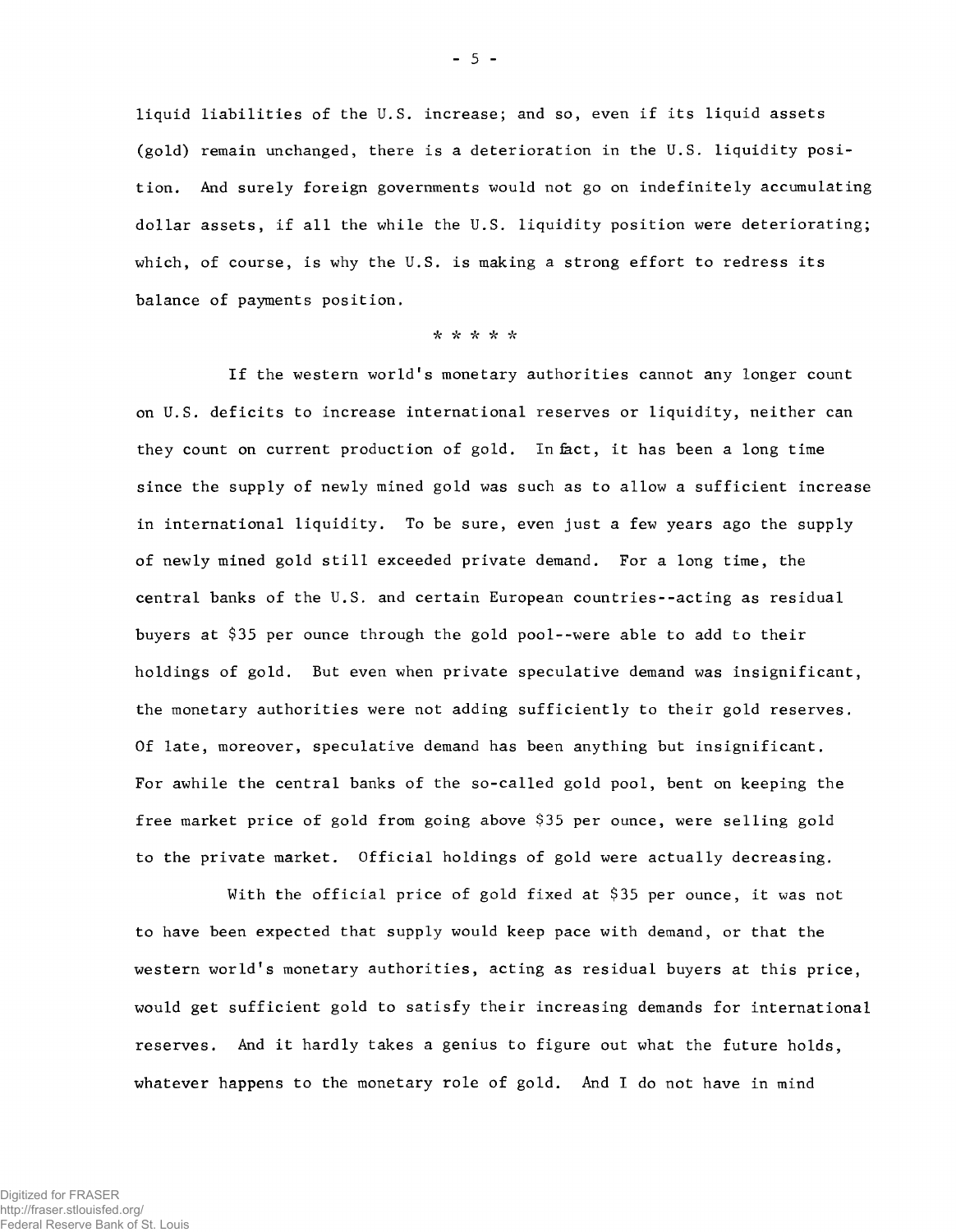liquid liabilities of the U.S. increase; and so, even if its liquid assets (gold) remain unchanged, there is a deterioration in the U.S. liquidity position. And surely foreign governments would not go on indefinitely accumulating dollar assets, if all the while the U.S. liquidity position were deteriorating; which, of course, is why the U.S. is making a strong effort to redress its balance of payments position.

* * * * *

If the western world's monetary authorities cannot any longer count on U.S. deficits to increase international reserves or liquidity, neither can they count on current production of gold. In fact, it has been a long time since the supply of newly mined gold was such as to allow a sufficient increase in international liquidity. To be sure, even just a few years ago the supply of newly mined gold still exceeded private demand. For a long time, the central banks of the U.S. and certain European countries--acting as residual buyers at $35 per ounce through the gold pool--were able to add to their holdings of gold. But even when private speculative demand was insignificant, the monetary authorities were not adding sufficiently to their gold reserves. Of late, moreover, speculative demand has been anything but insignificant. For awhile the central banks of the so-called gold pool, bent on keeping the free market price of gold from going above $35 per ounce, were selling gold to the private market. Official holdings of gold were actually decreasing.

With the official price of gold fixed at $35 per ounce, it was not to have been expected that supply would keep pace with demand, or that the western world's monetary authorities, acting as residual buyers at this price, would get sufficient gold to satisfy their increasing demands for international reserves. And it hardly takes a genius to figure out what the future holds, whatever happens to the monetary role of gold. And I do not have in mind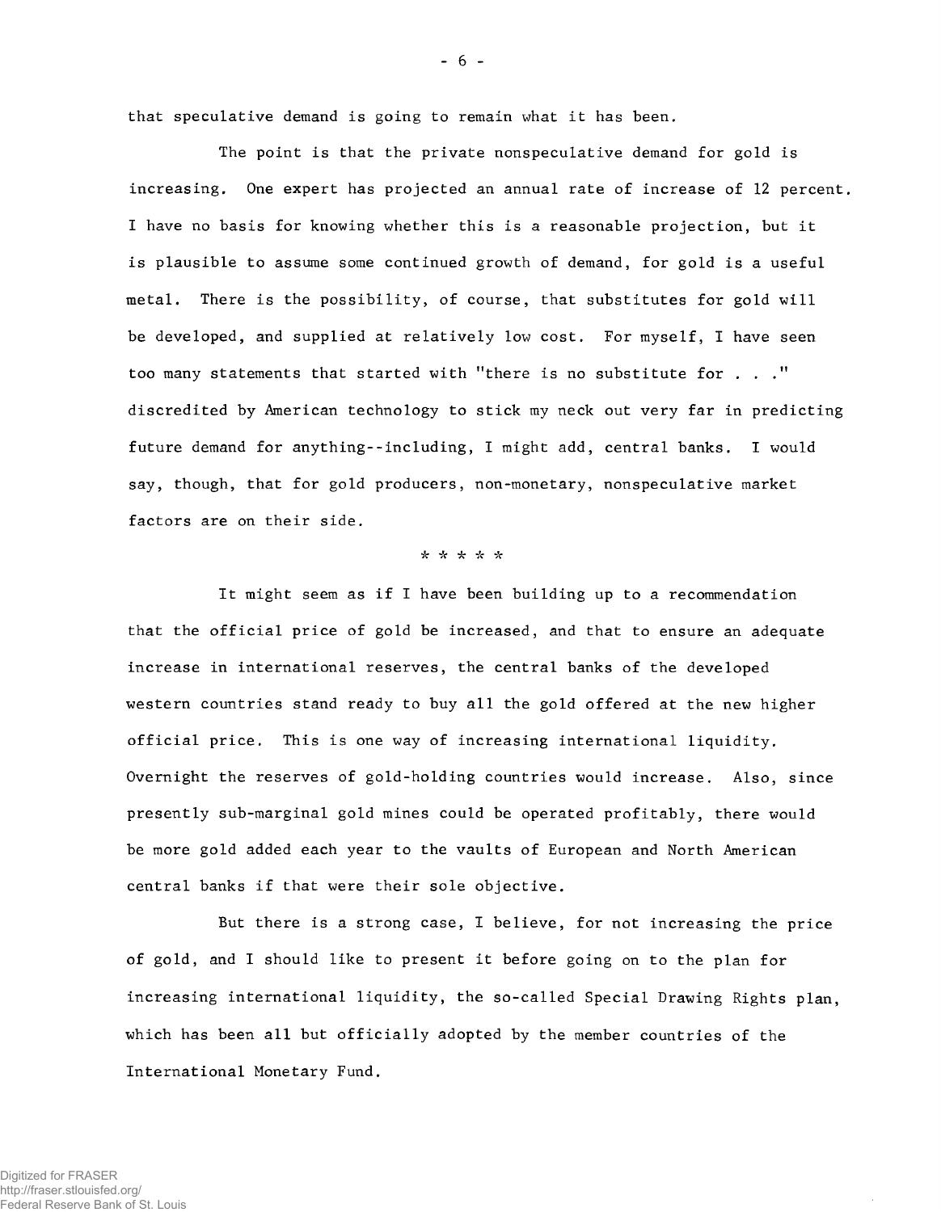that speculative demand is going to remain what it has been.

The point is that the private nonspeculative demand for gold is increasing. One expert has projected an annual rate of increase of 12 percent. I have no basis for knowing whether this is a reasonable projection, but it is plausible to assume some continued growth of demand, for gold is a useful metal. There is the possibility, of course, that substitutes for gold will be developed, and supplied at relatively low cost. For myself, I have seen too many statements that started with "there is no substitute for . . ." discredited by American technology to stick my neck out very far in predicting future demand for anything--including, I might add, central banks. I would say, though, that for gold producers, non-monetary, nonspeculative market factors are on their side.

* * * * *

It might seem as if I have been building up to a recommendation that the official price of gold be increased, and that to ensure an adequate increase in international reserves, the central banks of the developed western countries stand ready to buy all the gold offered at the new higher official price. This is one way of increasing international liquidity. Overnight the reserves of gold-holding countries would increase. Also, since presently sub-marginal gold mines could be operated profitably, there would be more gold added each year to the vaults of European and North American central banks if that were their sole objective.

But there is a strong case, I believe, for not increasing the price of gold, and I should like to present it before going on to the plan for increasing international liquidity, the so-called Special Drawing Rights plan, which has been all but officially adopted by the member countries of the International Monetary Fund.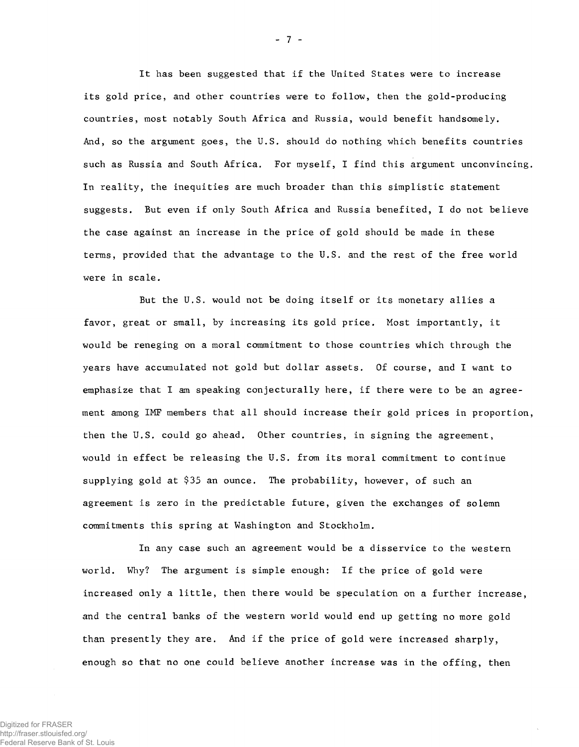It has been suggested that if the United States were to increase its gold price, and other countries were to follow, then the gold-producing countries, most notably South Africa and Russia, would benefit handsomely. And, so the argument goes, the U.S. should do nothing which benefits countries such as Russia and South Africa. For myself, I find this argument unconvincing. In reality, the inequities are much broader than this simplistic statement suggests. But even if only South Africa and Russia benefited, I do not believe the case against an increase in the price of gold should be made in these terms, provided that the advantage to the U.S. and the rest of the free world were in scale.

But the U.S. would not be doing itself or its monetary allies a favor, great or small, by increasing its gold price. Most importantly, it would be reneging on a moral commitment to those countries which through the years have accumulated not gold but dollar assets. Of course, and I want to emphasize that I am speaking conjecturally here, if there were to be an agreement among IMF members that all should increase their gold prices in proportion, then the U.S. could go ahead. Other countries, in signing the agreement, would in effect be releasing the U.S. from its moral commitment to continue supplying gold at $35 an ounce. The probability, however, of such an agreement is zero in the predictable future, given the exchanges of solemn commitments this spring at Washington and Stockholm.

In any case such an agreement would be a disservice to the western world. Why? The argument is simple enough: If the price of gold were increased only a little, then there would be speculation on a further increase, and the central banks of the western world would end up getting no more gold than presently they are. And if the price of gold were increased sharply, enough so that no one could believe another increase was in the offing, then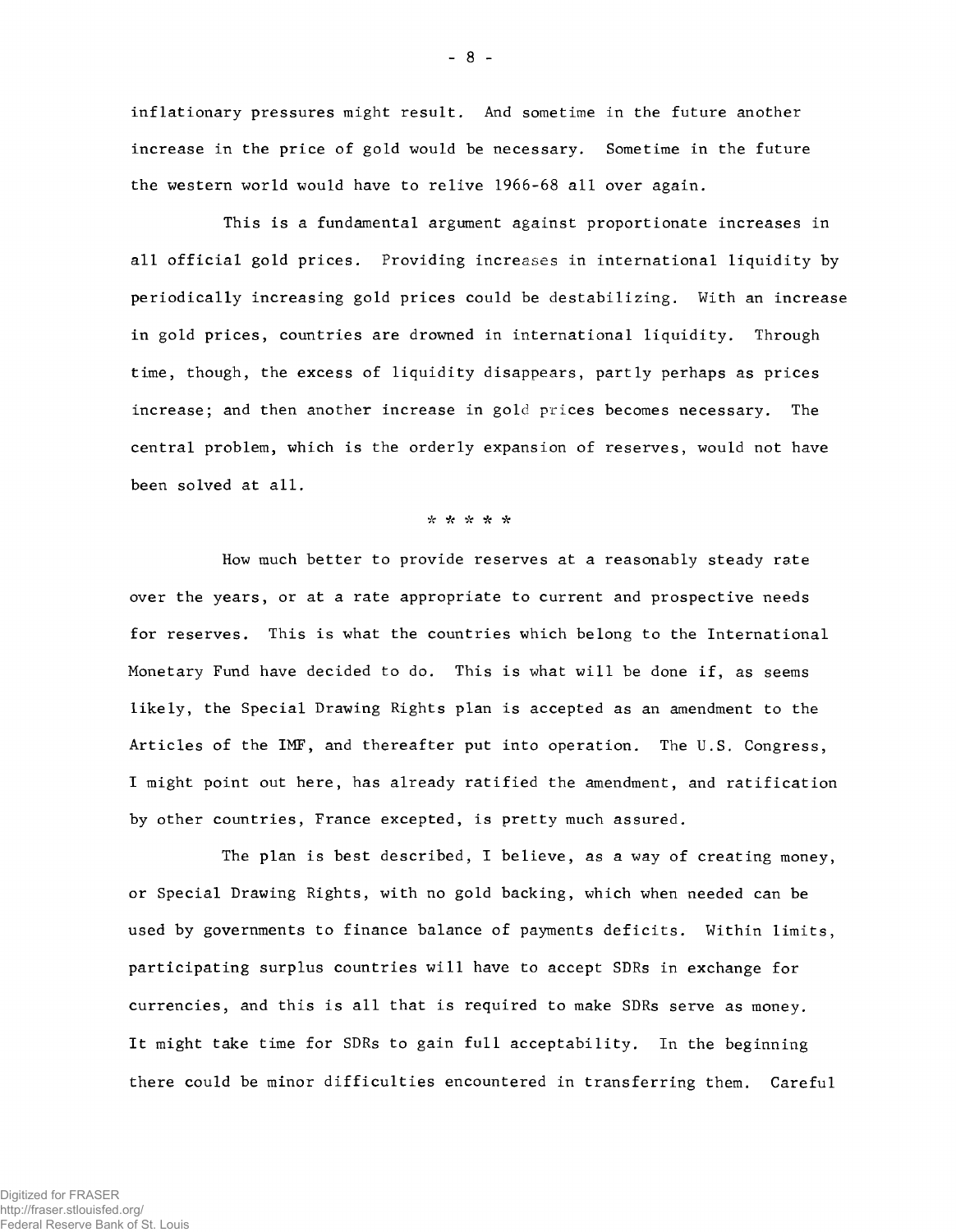inflationary pressures might result. And sometime in the future another increase in the price of gold would be necessary. Sometime in the future the western world would have to relive 1966-68 all over again.

This is a fundamental argument against proportionate increases in all official gold prices. Providing increases in international liquidity by periodically increasing gold prices could be destabilizing. With an increase in gold prices, countries are drowned in international liquidity. Through time, though, the excess of liquidity disappears, partly perhaps as prices increase; and then another increase in gold prices becomes necessary. The central problem, which is the orderly expansion of reserves, would not have been solved at all.

\* \* \* \* \*

How much better to provide reserves at a reasonably steady rate over the years, or at a rate appropriate to current and prospective needs for reserves. This is what the countries which belong to the International Monetary Fund have decided to do. This is what will be done if, as seems likely, the Special Drawing Rights plan is accepted as an amendment to the Articles of the IMF, and thereafter put into operation. The U.S. Congress, I might point out here, has already ratified the amendment, and ratification by other countries, France excepted, is pretty much assured.

The plan is best described, I believe, as a way of creating money, or Special Drawing Rights, with no gold backing, which when needed can be used by governments to finance balance of payments deficits. Within limits, participating surplus countries will have to accept SDRs in exchange for currencies, and this is all that is required to make SDRs serve as money. It might take time for SDRs to gain full acceptability. In the beginning there could be minor difficulties encountered in transferring them. Careful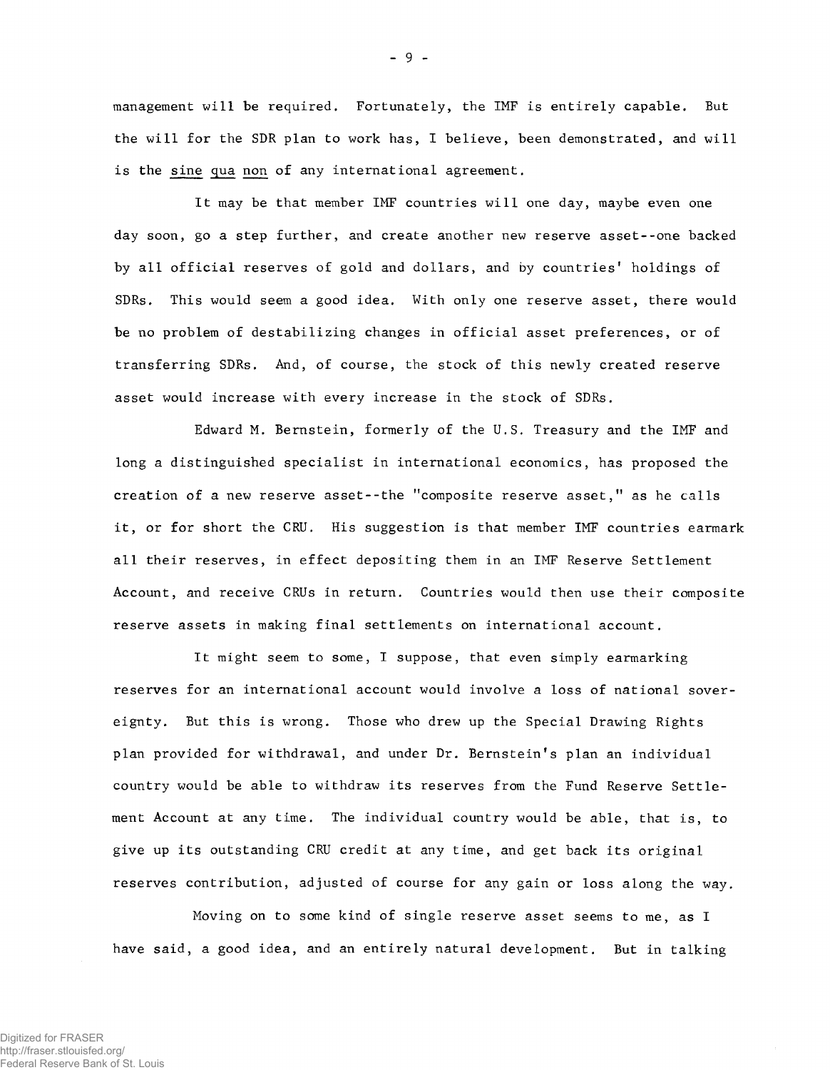management will be required. Fortunately, the IMF is entirely capable. But the will for the SDR plan to work has, I believe, been demonstrated, and will is the _sine qua non_ of any international agreement.

It may be that member IMF countries will one day, maybe even one day soon, go a step further, and create another new reserve asset--one backed by all official reserves of gold and dollars, and by countries' holdings of SDRs. This would seem a good idea. With only one reserve asset, there would be no problem of destabilizing changes in official asset preferences, or of transferring SDRs. And, of course, the stock of this newly created reserve asset would increase with every increase in the stock of SDRs.

Edward M. Bernstein, formerly of the U.S. Treasury and the IMF and long a distinguished specialist in international economics, has proposed the creation of a new reserve asset--the "composite reserve asset," as he calls it, or for short the CRU. His suggestion is that member IMF countries earmark all their reserves, in effect depositing them in an IMF Reserve Settlement Account, and receive CRUs in return. Countries would then use their composite reserve assets in making final settlements on international account.

It might seem to some, I suppose, that even simply earmarking reserves for an international account would involve a loss of national sovereignty. But this is wrong. Those who drew up the Special Drawing Rights plan provided for withdrawal, and under Dr. Bernstein's plan an individual country would be able to withdraw its reserves from the Fund Reserve Settlement Account at any time. The individual country would be able, that is, to give up its outstanding CRU credit at any time, and get back its original reserves contribution, adjusted of course for any gain or loss along the way.

Moving on to some kind of single reserve asset seems to me, as I have said, a good idea, and an entirely natural development. But in talking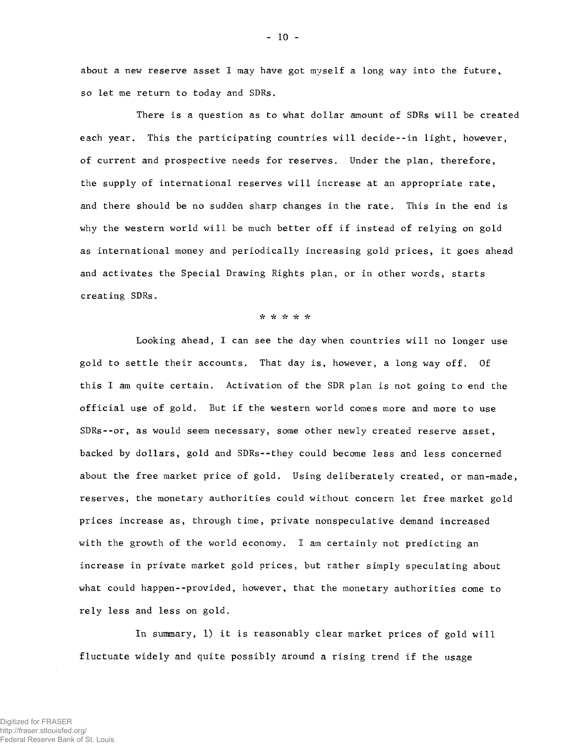about a new reserve asset I may have got myself a long way into the future, so let me return to today and SDRs.

There is a question as to what dollar amount of SDRs will be created each year. This the participating countries will decide--in light, however, of current and prospective needs for reserves. Under the plan, therefore, the supply of international reserves will increase at an appropriate rate, and there should be no sudden sharp changes in the rate. This in the end is why the western world will be much better off if instead of relying on gold as international money and periodically increasing gold prices, it goes ahead and activates the Special Drawing Rights plan, or in other words, starts creating SDRs.

* * * * *

Looking ahead, I can see the day when countries will no longer use gold to settle their accounts. That day is, however, a long way off. Of this I am quite certain. Activation of the SDR plan is not going to end the official use of gold. But if the western world comes more and more to use SDRs--or, as would seem necessary, some other newly created reserve asset, backed by dollars, gold and SDRs--they could become less and less concerned about the free market price of gold. Using deliberately created, or man-made, reserves, the monetary authorities could without concern let free market gold prices increase as, through time, private nonspeculative demand increased with the growth of the world economy. I am certainly not predicting an increase in private market gold prices, but rather simply speculating about what could happen--provided, however, that the monetary authorities come to rely less and less on gold.

In summary, 1) it is reasonably clear market prices of gold will fluctuate widely and quite possibly around a rising trend if the usage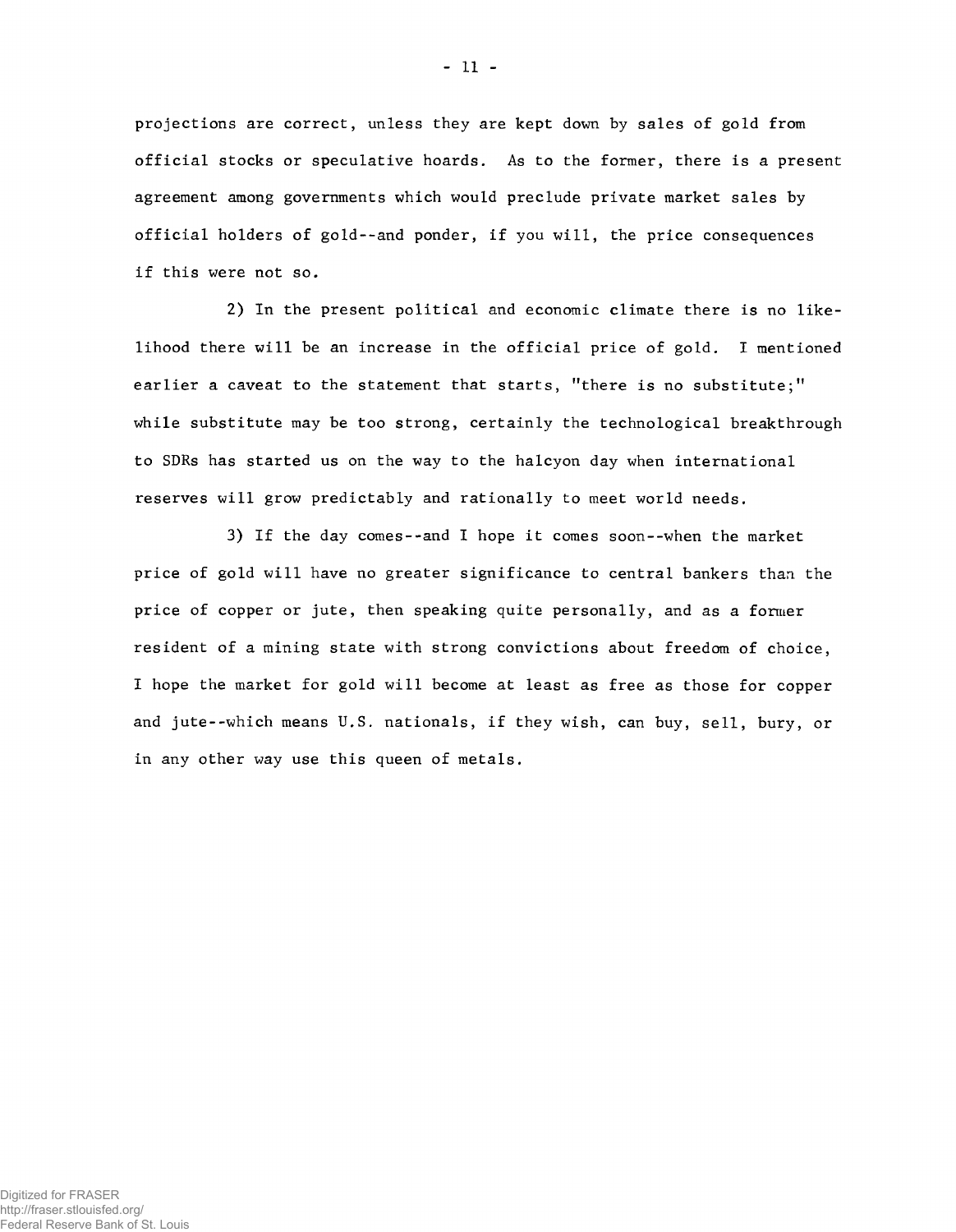projections are correct, unless they are kept down by sales of gold from official stocks or speculative hoards. As to the former, there is a present agreement among governments which would preclude private market sales by official holders of gold--and ponder, if you will, the price consequences if this were not so.

2) In the present political and economic climate there is no likelihood there will be an increase in the official price of gold. I mentioned earlier a caveat to the statement that starts, "there is no substitute;" while substitute may be too strong, certainly the technological breakthrough to SDRs has started us on the way to the halcyon day when international reserves will grow predictably and rationally to meet world needs.

3) If the day comes--and I hope it comes soon--when the market price of gold will have no greater significance to central bankers than the price of copper or jute, then speaking quite personally, and as a former resident of a mining state with strong convictions about freedom of choice, I hope the market for gold will become at least as free as those for copper and jute--which means U.S. nationals, if they wish, can buy, sell, bury, or in any other way use this queen of metals.